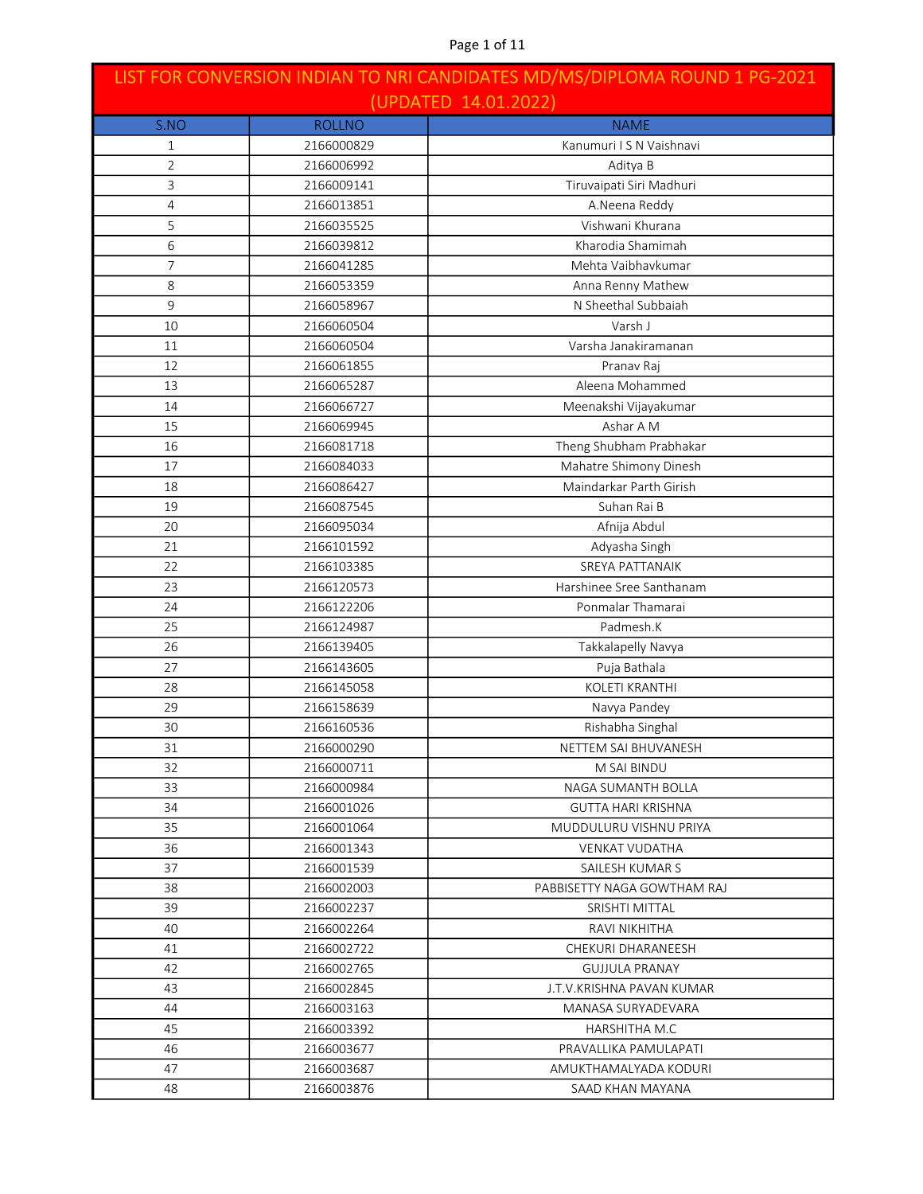| LIST FOR CONVERSION INDIAN TO NRI CANDIDATES MD/MS/DIPLOMA ROUND 1 PG-2021 (UPDATED 14.01.2022) | | |
|---|---|---|
| S.NO | ROLLNO | NAME |
| 1 | 2166000829 | Kanumuri I S N Vaishnavi |
| 2 | 2166006992 | Aditya B |
| 3 | 2166009141 | Tiruvaipati Siri Madhuri |
| 4 | 2166013851 | A.Neena Reddy |
| 5 | 2166035525 | Vishwani Khurana |
| 6 | 2166039812 | Kharodia Shamimah |
| 7 | 2166041285 | Mehta Vaibhavkumar |
| 8 | 2166053359 | Anna Renny Mathew |
| 9 | 2166058967 | N Sheethal Subbaiah |
| 10 | 2166060504 | Varsh J |
| 11 | 2166060504 | Varsha Janakiramanan |
| 12 | 2166061855 | Pranav Raj |
| 13 | 2166065287 | Aleena Mohammed |
| 14 | 2166066727 | Meenakshi Vijayakumar |
| 15 | 2166069945 | Ashar A M |
| 16 | 2166081718 | Theng Shubham Prabhakar |
| 17 | 2166084033 | Mahatre Shimony Dinesh |
| 18 | 2166086427 | Maindarkar Parth Girish |
| 19 | 2166087545 | Suhan Rai B |
| 20 | 2166095034 | Afnija Abdul |
| 21 | 2166101592 | Adyasha Singh |
| 22 | 2166103385 | SREYA PATTANAIK |
| 23 | 2166120573 | Harshinee Sree Santhanam |
| 24 | 2166122206 | Ponmalar Thamarai |
| 25 | 2166124987 | Padmesh.K |
| 26 | 2166139405 | Takkalapelly Navya |
| 27 | 2166143605 | Puja Bathala |
| 28 | 2166145058 | KOLETI KRANTHI |
| 29 | 2166158639 | Navya Pandey |
| 30 | 2166160536 | Rishabha Singhal |
| 31 | 2166000290 | NETTEM SAI BHUVANESH |
| 32 | 2166000711 | M SAI BINDU |
| 33 | 2166000984 | NAGA SUMANTH BOLLA |
| 34 | 2166001026 | GUTTA HARI KRISHNA |
| 35 | 2166001064 | MUDDULURU VISHNU PRIYA |
| 36 | 2166001343 | VENKAT VUDATHA |
| 37 | 2166001539 | SAILESH KUMAR S |
| 38 | 2166002003 | PABBISETTY NAGA GOWTHAM RAJ |
| 39 | 2166002237 | SRISHTI MITTAL |
| 40 | 2166002264 | RAVI NIKHITHA |
| 41 | 2166002722 | CHEKURI DHARANEESH |
| 42 | 2166002765 | GUJJULA PRANAY |
| 43 | 2166002845 | J.T.V.KRISHNA PAVAN KUMAR |
| 44 | 2166003163 | MANASA SURYADEVARA |
| 45 | 2166003392 | HARSHITHA M.C |
| 46 | 2166003677 | PRAVALLIKA PAMULAPATI |
| 47 | 2166003687 | AMUKTHAMALYADA KODURI |
| 48 | 2166003876 | SAAD KHAN MAYANA |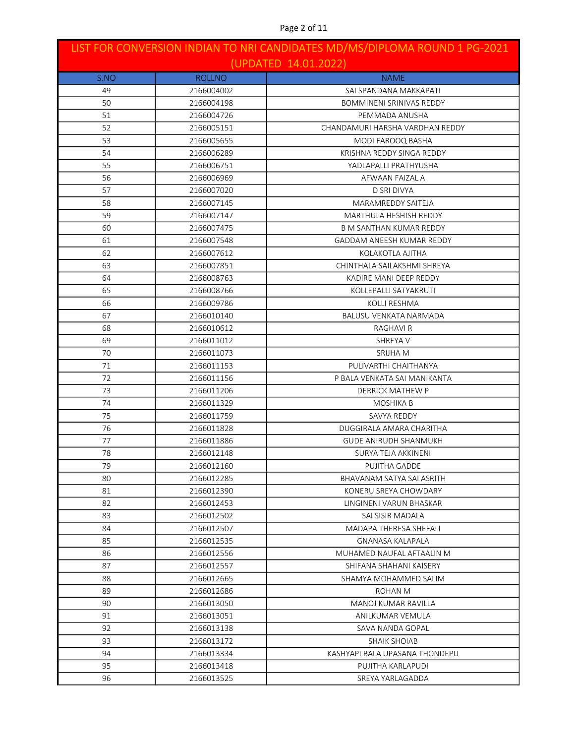## LIST FOR CONVERSION INDIAN TO NRI CANDIDATES MD/MS/DIPLOMA ROUND 1 PG-2021 (UPDATED 14.01.2022)

| S.NO | ROLLNO | NAME |
|---|---|---|
| 49 | 2166004002 | SAI SPANDANA MAKKAPATI |
| 50 | 2166004198 | BOMMINENI SRINIVAS REDDY |
| 51 | 2166004726 | PEMMADA ANUSHA |
| 52 | 2166005151 | CHANDAMURI HARSHA VARDHAN REDDY |
| 53 | 2166005655 | MODI FAROOQ BASHA |
| 54 | 2166006289 | KRISHNA REDDY SINGA REDDY |
| 55 | 2166006751 | YADLAPALLI PRATHYUSHA |
| 56 | 2166006969 | AFWAAN FAIZAL A |
| 57 | 2166007020 | D SRI DIVYA |
| 58 | 2166007145 | MARAMREDDY SAITEJA |
| 59 | 2166007147 | MARTHULA HESHISH REDDY |
| 60 | 2166007475 | B M SANTHAN KUMAR REDDY |
| 61 | 2166007548 | GADDAM ANEESH KUMAR REDDY |
| 62 | 2166007612 | KOLAKOTLA AJITHA |
| 63 | 2166007851 | CHINTHALA SAILAKSHMI SHREYA |
| 64 | 2166008763 | KADIRE MANI DEEP REDDY |
| 65 | 2166008766 | KOLLEPALLI SATYAKRUTI |
| 66 | 2166009786 | KOLLI RESHMA |
| 67 | 2166010140 | BALUSU VENKATA NARMADA |
| 68 | 2166010612 | RAGHAVI R |
| 69 | 2166011012 | SHREYA V |
| 70 | 2166011073 | SRIJHA M |
| 71 | 2166011153 | PULIVARTHI CHAITHANYA |
| 72 | 2166011156 | P BALA VENKATA SAI MANIKANTA |
| 73 | 2166011206 | DERRICK MATHEW P |
| 74 | 2166011329 | MOSHIKA B |
| 75 | 2166011759 | SAVYA REDDY |
| 76 | 2166011828 | DUGGIRALA AMARA CHARITHA |
| 77 | 2166011886 | GUDE ANIRUDH SHANMUKH |
| 78 | 2166012148 | SURYA TEJA AKKINENI |
| 79 | 2166012160 | PUJITHA GADDE |
| 80 | 2166012285 | BHAVANAM SATYA SAI ASRITH |
| 81 | 2166012390 | KONERU SREYA CHOWDARY |
| 82 | 2166012453 | LINGINENI VARUN BHASKAR |
| 83 | 2166012502 | SAI SISIR MADALA |
| 84 | 2166012507 | MADAPA THERESA SHEFALI |
| 85 | 2166012535 | GNANASA KALAPALA |
| 86 | 2166012556 | MUHAMED NAUFAL AFTAALIN M |
| 87 | 2166012557 | SHIFANA SHAHANI KAISERY |
| 88 | 2166012665 | SHAMYA MOHAMMED SALIM |
| 89 | 2166012686 | ROHAN M |
| 90 | 2166013050 | MANOJ KUMAR RAVILLA |
| 91 | 2166013051 | ANILKUMAR VEMULA |
| 92 | 2166013138 | SAVA NANDA GOPAL |
| 93 | 2166013172 | SHAIK SHOIAB |
| 94 | 2166013334 | KASHYAPI BALA UPASANA THONDEPU |
| 95 | 2166013418 | PUJITHA KARLAPUDI |
| 96 | 2166013525 | SREYA YARLAGADDA |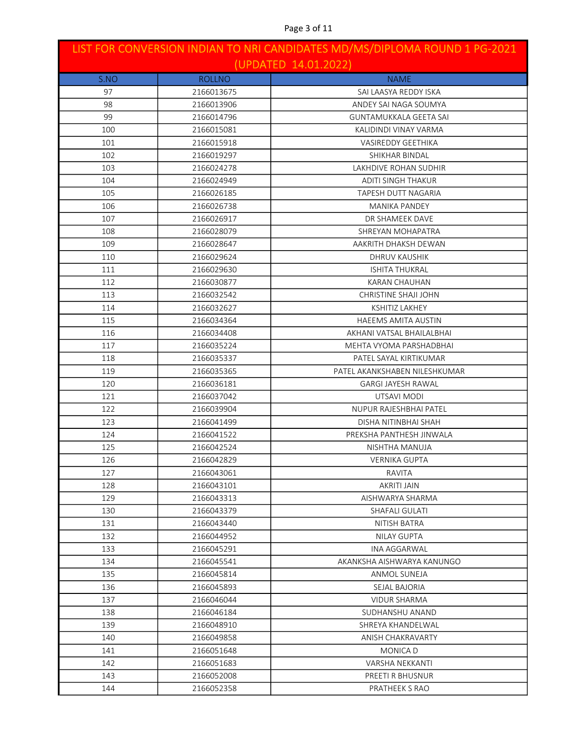| LIST FOR CONVERSION INDIAN TO NRI CANDIDATES MD/MS/DIPLOMA ROUND 1 PG-2021 (UPDATED 14.01.2022) | | |
|---|---|---|
| S.NO | ROLLNO | NAME |
| 97 | 2166013675 | SAI LAASYA REDDY ISKA |
| 98 | 2166013906 | ANDEY SAI NAGA SOUMYA |
| 99 | 2166014796 | GUNTAMUKKALA GEETA SAI |
| 100 | 2166015081 | KALIDINDI VINAY VARMA |
| 101 | 2166015918 | VASIREDDY GEETHIKA |
| 102 | 2166019297 | SHIKHAR BINDAL |
| 103 | 2166024278 | LAKHDIVE ROHAN SUDHIR |
| 104 | 2166024949 | ADITI SINGH THAKUR |
| 105 | 2166026185 | TAPESH DUTT NAGARIA |
| 106 | 2166026738 | MANIKA PANDEY |
| 107 | 2166026917 | DR SHAMEEK DAVE |
| 108 | 2166028079 | SHREYAN MOHAPATRA |
| 109 | 2166028647 | AAKRITH DHAKSH DEWAN |
| 110 | 2166029624 | DHRUV KAUSHIK |
| 111 | 2166029630 | ISHITA THUKRAL |
| 112 | 2166030877 | KARAN CHAUHAN |
| 113 | 2166032542 | CHRISTINE SHAJI JOHN |
| 114 | 2166032627 | KSHITIZ LAKHEY |
| 115 | 2166034364 | HAEEMS AMITA AUSTIN |
| 116 | 2166034408 | AKHANI VATSAL BHAILALBHAI |
| 117 | 2166035224 | MEHTA VYOMA PARSHADBHAI |
| 118 | 2166035337 | PATEL SAYAL KIRTIKUMAR |
| 119 | 2166035365 | PATEL AKANKSHABEN NILESHKUMAR |
| 120 | 2166036181 | GARGI JAYESH RAWAL |
| 121 | 2166037042 | UTSAVI MODI |
| 122 | 2166039904 | NUPUR RAJESHBHAI PATEL |
| 123 | 2166041499 | DISHA NITINBHAI SHAH |
| 124 | 2166041522 | PREKSHA PANTHESH JINWALA |
| 125 | 2166042524 | NISHTHA MANUJA |
| 126 | 2166042829 | VERNIKA GUPTA |
| 127 | 2166043061 | RAVITA |
| 128 | 2166043101 | AKRITI JAIN |
| 129 | 2166043313 | AISHWARYA SHARMA |
| 130 | 2166043379 | SHAFALI GULATI |
| 131 | 2166043440 | NITISH BATRA |
| 132 | 2166044952 | NILAY GUPTA |
| 133 | 2166045291 | INA AGGARWAL |
| 134 | 2166045541 | AKANKSHA AISHWARYA KANUNGO |
| 135 | 2166045814 | ANMOL SUNEJA |
| 136 | 2166045893 | SEJAL BAJORIA |
| 137 | 2166046044 | VIDUR SHARMA |
| 138 | 2166046184 | SUDHANSHU ANAND |
| 139 | 2166048910 | SHREYA KHANDELWAL |
| 140 | 2166049858 | ANISH CHAKRAVARTY |
| 141 | 2166051648 | MONICA D |
| 142 | 2166051683 | VARSHA NEKKANTI |
| 143 | 2166052008 | PREETI R BHUSNUR |
| 144 | 2166052358 | PRATHEEK S RAO |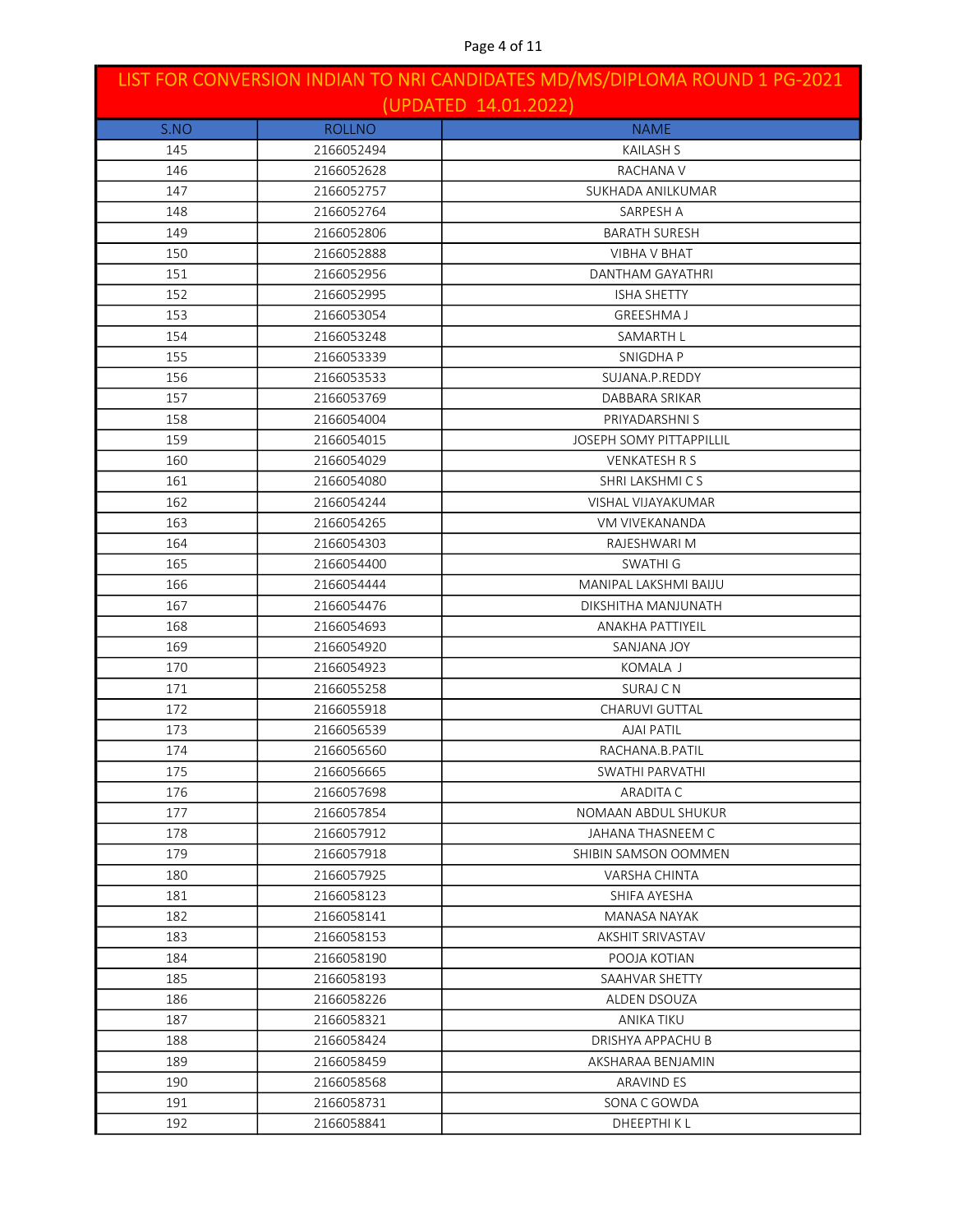# LIST FOR CONVERSION INDIAN TO NRI CANDIDATES MD/MS/DIPLOMA ROUND 1 PG-2021 (UPDATED 14.01.2022)

| S.NO | ROLLNO | NAME |
|---|---|---|
| 145 | 2166052494 | KAILASH S |
| 146 | 2166052628 | RACHANA V |
| 147 | 2166052757 | SUKHADA ANILKUMAR |
| 148 | 2166052764 | SARPESH A |
| 149 | 2166052806 | BARATH SURESH |
| 150 | 2166052888 | VIBHA V BHAT |
| 151 | 2166052956 | DANTHAM GAYATHRI |
| 152 | 2166052995 | ISHA SHETTY |
| 153 | 2166053054 | GREESHMA J |
| 154 | 2166053248 | SAMARTH L |
| 155 | 2166053339 | SNIGDHA P |
| 156 | 2166053533 | SUJANA.P.REDDY |
| 157 | 2166053769 | DABBARA SRIKAR |
| 158 | 2166054004 | PRIYADARSHNI S |
| 159 | 2166054015 | JOSEPH SOMY PITTAPPILLIL |
| 160 | 2166054029 | VENKATESH R S |
| 161 | 2166054080 | SHRI LAKSHMI C S |
| 162 | 2166054244 | VISHAL VIJAYAKUMAR |
| 163 | 2166054265 | VM VIVEKANANDA |
| 164 | 2166054303 | RAJESHWARI M |
| 165 | 2166054400 | SWATHI G |
| 166 | 2166054444 | MANIPAL LAKSHMI BAIJU |
| 167 | 2166054476 | DIKSHITHA MANJUNATH |
| 168 | 2166054693 | ANAKHA PATTIYEIL |
| 169 | 2166054920 | SANJANA JOY |
| 170 | 2166054923 | KOMALA J |
| 171 | 2166055258 | SURAJ C N |
| 172 | 2166055918 | CHARUVI GUTTAL |
| 173 | 2166056539 | AJAI PATIL |
| 174 | 2166056560 | RACHANA.B.PATIL |
| 175 | 2166056665 | SWATHI PARVATHI |
| 176 | 2166057698 | ARADITA C |
| 177 | 2166057854 | NOMAAN ABDUL SHUKUR |
| 178 | 2166057912 | JAHANA THASNEEM C |
| 179 | 2166057918 | SHIBIN SAMSON OOMMEN |
| 180 | 2166057925 | VARSHA CHINTA |
| 181 | 2166058123 | SHIFA AYESHA |
| 182 | 2166058141 | MANASA NAYAK |
| 183 | 2166058153 | AKSHIT SRIVASTAV |
| 184 | 2166058190 | POOJA KOTIAN |
| 185 | 2166058193 | SAAHVAR SHETTY |
| 186 | 2166058226 | ALDEN DSOUZA |
| 187 | 2166058321 | ANIKA TIKU |
| 188 | 2166058424 | DRISHYA APPACHU B |
| 189 | 2166058459 | AKSHARAA BENJAMIN |
| 190 | 2166058568 | ARAVIND ES |
| 191 | 2166058731 | SONA C GOWDA |
| 192 | 2166058841 | DHEEPTHI K L |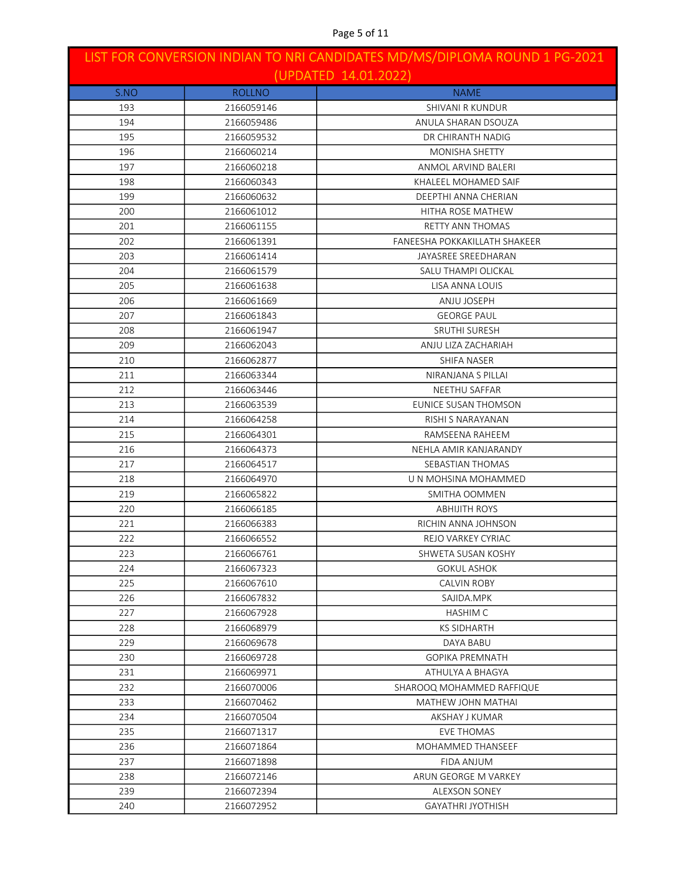| LIST FOR CONVERSION INDIAN TO NRI CANDIDATES MD/MS/DIPLOMA ROUND 1 PG-2021 (UPDATED 14.01.2022) | | |
|---|---|---|
| S.NO | ROLLNO | NAME |
| 193 | 2166059146 | SHIVANI R KUNDUR |
| 194 | 2166059486 | ANULA SHARAN DSOUZA |
| 195 | 2166059532 | DR CHIRANTH NADIG |
| 196 | 2166060214 | MONISHA SHETTY |
| 197 | 2166060218 | ANMOL ARVIND BALERI |
| 198 | 2166060343 | KHALEEL MOHAMED SAIF |
| 199 | 2166060632 | DEEPTHI ANNA CHERIAN |
| 200 | 2166061012 | HITHA ROSE MATHEW |
| 201 | 2166061155 | RETTY ANN THOMAS |
| 202 | 2166061391 | FANEESHA POKKAKILLATH SHAKEER |
| 203 | 2166061414 | JAYASREE SREEDHARAN |
| 204 | 2166061579 | SALU THAMPI OLICKAL |
| 205 | 2166061638 | LISA ANNA LOUIS |
| 206 | 2166061669 | ANJU JOSEPH |
| 207 | 2166061843 | GEORGE PAUL |
| 208 | 2166061947 | SRUTHI SURESH |
| 209 | 2166062043 | ANJU LIZA ZACHARIAH |
| 210 | 2166062877 | SHIFA NASER |
| 211 | 2166063344 | NIRANJANA S PILLAI |
| 212 | 2166063446 | NEETHU SAFFAR |
| 213 | 2166063539 | EUNICE SUSAN THOMSON |
| 214 | 2166064258 | RISHI S NARAYANAN |
| 215 | 2166064301 | RAMSEENA RAHEEM |
| 216 | 2166064373 | NEHLA AMIR KANJARANDY |
| 217 | 2166064517 | SEBASTIAN THOMAS |
| 218 | 2166064970 | U N MOHSINA MOHAMMED |
| 219 | 2166065822 | SMITHA OOMMEN |
| 220 | 2166066185 | ABHIJITH ROYS |
| 221 | 2166066383 | RICHIN ANNA JOHNSON |
| 222 | 2166066552 | REJO VARKEY CYRIAC |
| 223 | 2166066761 | SHWETA SUSAN KOSHY |
| 224 | 2166067323 | GOKUL ASHOK |
| 225 | 2166067610 | CALVIN ROBY |
| 226 | 2166067832 | SAJIDA.MPK |
| 227 | 2166067928 | HASHIM C |
| 228 | 2166068979 | KS SIDHARTH |
| 229 | 2166069678 | DAYA BABU |
| 230 | 2166069728 | GOPIKA PREMNATH |
| 231 | 2166069971 | ATHULYA A BHAGYA |
| 232 | 2166070006 | SHAROOQ MOHAMMED RAFFIQUE |
| 233 | 2166070462 | MATHEW JOHN MATHAI |
| 234 | 2166070504 | AKSHAY J KUMAR |
| 235 | 2166071317 | EVE THOMAS |
| 236 | 2166071864 | MOHAMMED THANSEEF |
| 237 | 2166071898 | FIDA ANJUM |
| 238 | 2166072146 | ARUN GEORGE M VARKEY |
| 239 | 2166072394 | ALEXSON SONEY |
| 240 | 2166072952 | GAYATHRI JYOTHISH |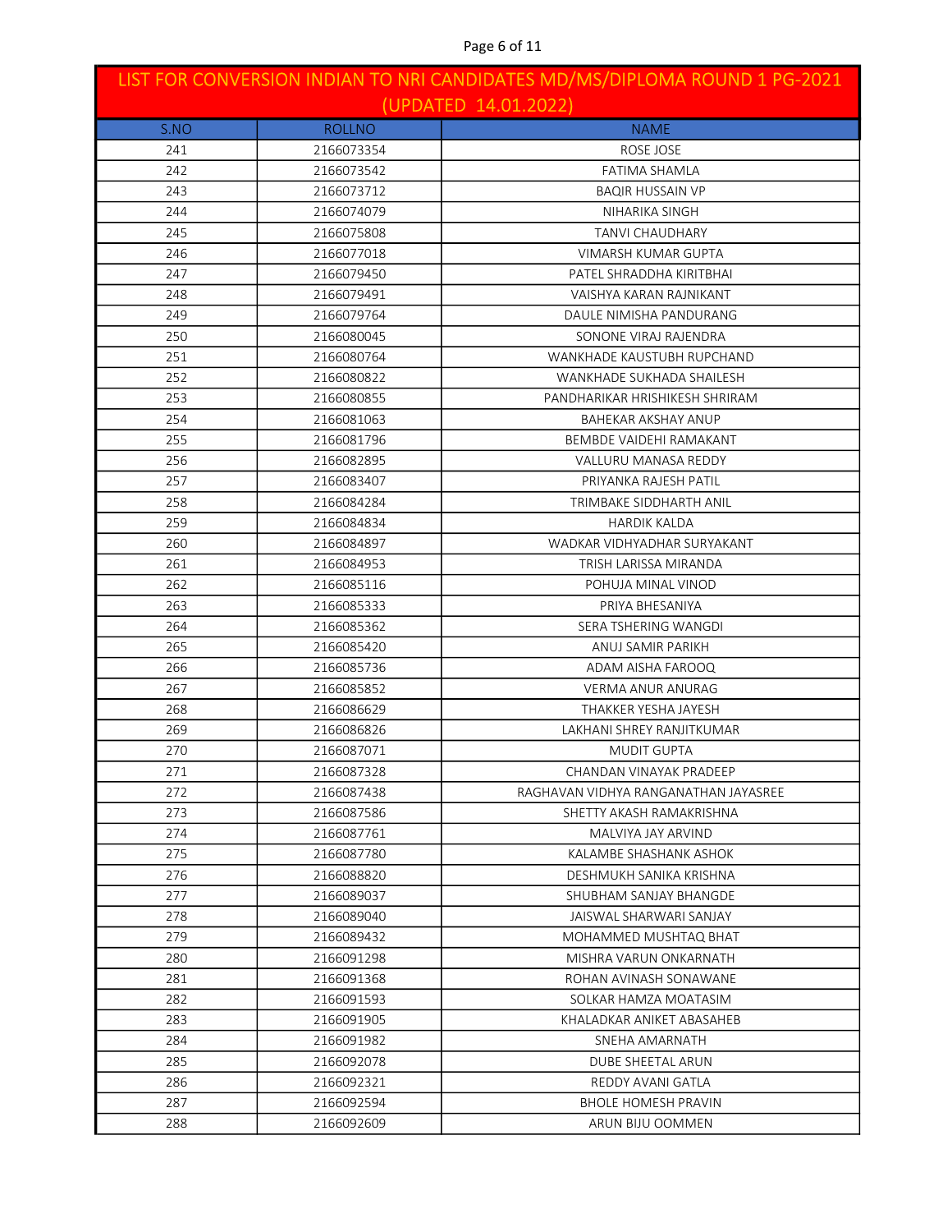| LIST FOR CONVERSION INDIAN TO NRI CANDIDATES MD/MS/DIPLOMA ROUND 1 PG-2021 (UPDATED 14.01.2022) | | |
|---|---|---|
| S.NO | ROLLNO | NAME |
| 241 | 2166073354 | ROSE JOSE |
| 242 | 2166073542 | FATIMA SHAMLA |
| 243 | 2166073712 | BAQIR HUSSAIN VP |
| 244 | 2166074079 | NIHARIKA SINGH |
| 245 | 2166075808 | TANVI CHAUDHARY |
| 246 | 2166077018 | VIMARSH KUMAR GUPTA |
| 247 | 2166079450 | PATEL SHRADDHA KIRITBHAI |
| 248 | 2166079491 | VAISHYA KARAN RAJNIKANT |
| 249 | 2166079764 | DAULE NIMISHA PANDURANG |
| 250 | 2166080045 | SONONE VIRAJ RAJENDRA |
| 251 | 2166080764 | WANKHADE KAUSTUBH RUPCHAND |
| 252 | 2166080822 | WANKHADE SUKHADA SHAILESH |
| 253 | 2166080855 | PANDHARIKAR HRISHIKESH SHRIRAM |
| 254 | 2166081063 | BAHEKAR AKSHAY ANUP |
| 255 | 2166081796 | BEMBDE VAIDEHI RAMAKANT |
| 256 | 2166082895 | VALLURU MANASA REDDY |
| 257 | 2166083407 | PRIYANKA RAJESH PATIL |
| 258 | 2166084284 | TRIMBAKE SIDDHARTH ANIL |
| 259 | 2166084834 | HARDIK KALDA |
| 260 | 2166084897 | WADKAR VIDHYADHAR SURYAKANT |
| 261 | 2166084953 | TRISH LARISSA MIRANDA |
| 262 | 2166085116 | POHUJA MINAL VINOD |
| 263 | 2166085333 | PRIYA BHESANIYA |
| 264 | 2166085362 | SERA TSHERING WANGDI |
| 265 | 2166085420 | ANUJ SAMIR PARIKH |
| 266 | 2166085736 | ADAM AISHA FAROOQ |
| 267 | 2166085852 | VERMA ANUR ANURAG |
| 268 | 2166086629 | THAKKER YESHA JAYESH |
| 269 | 2166086826 | LAKHANI SHREY RANJITKUMAR |
| 270 | 2166087071 | MUDIT GUPTA |
| 271 | 2166087328 | CHANDAN VINAYAK PRADEEP |
| 272 | 2166087438 | RAGHAVAN VIDHYA RANGANATHAN JAYASREE |
| 273 | 2166087586 | SHETTY AKASH RAMAKRISHNA |
| 274 | 2166087761 | MALVIYA JAY ARVIND |
| 275 | 2166087780 | KALAMBE SHASHANK ASHOK |
| 276 | 2166088820 | DESHMUKH SANIKA KRISHNA |
| 277 | 2166089037 | SHUBHAM SANJAY BHANGDE |
| 278 | 2166089040 | JAISWAL SHARWARI SANJAY |
| 279 | 2166089432 | MOHAMMED MUSHTAQ BHAT |
| 280 | 2166091298 | MISHRA VARUN ONKARNATH |
| 281 | 2166091368 | ROHAN AVINASH SONAWANE |
| 282 | 2166091593 | SOLKAR HAMZA MOATASIM |
| 283 | 2166091905 | KHALADKAR ANIKET ABASAHEB |
| 284 | 2166091982 | SNEHA AMARNATH |
| 285 | 2166092078 | DUBE SHEETAL ARUN |
| 286 | 2166092321 | REDDY AVANI GATLA |
| 287 | 2166092594 | BHOLE HOMESH PRAVIN |
| 288 | 2166092609 | ARUN BIJU OOMMEN |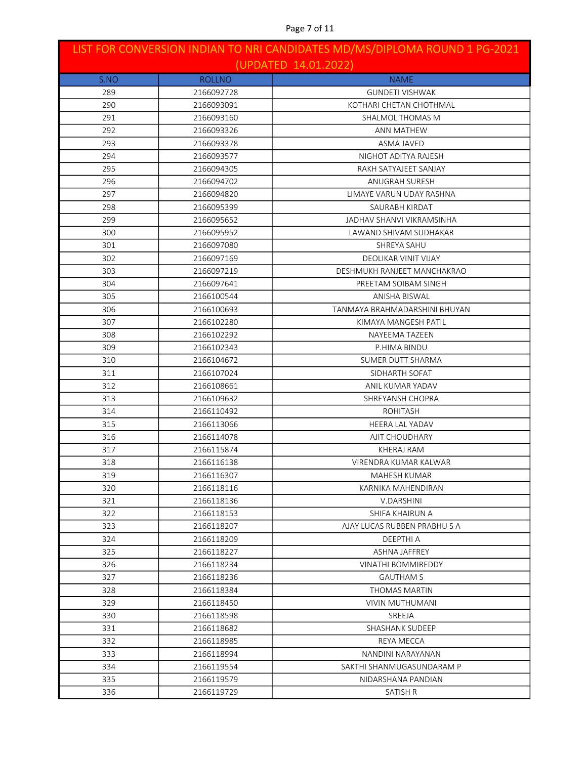| LIST FOR CONVERSION INDIAN TO NRI CANDIDATES MD/MS/DIPLOMA ROUND 1 PG-2021 (UPDATED 14.01.2022) | | |
|---|---|---|
| S.NO | ROLLNO | NAME |
| 289 | 2166092728 | GUNDETI VISHWAK |
| 290 | 2166093091 | KOTHARI CHETAN CHOTHMAL |
| 291 | 2166093160 | SHALMOL THOMAS M |
| 292 | 2166093326 | ANN MATHEW |
| 293 | 2166093378 | ASMA JAVED |
| 294 | 2166093577 | NIGHOT ADITYA RAJESH |
| 295 | 2166094305 | RAKH SATYAJEET SANJAY |
| 296 | 2166094702 | ANUGRAH SURESH |
| 297 | 2166094820 | LIMAYE VARUN UDAY RASHNA |
| 298 | 2166095399 | SAURABH KIRDAT |
| 299 | 2166095652 | JADHAV SHANVI VIKRAMSINHA |
| 300 | 2166095952 | LAWAND SHIVAM SUDHAKAR |
| 301 | 2166097080 | SHREYA SAHU |
| 302 | 2166097169 | DEOLIKAR VINIT VIJAY |
| 303 | 2166097219 | DESHMUKH RANJEET MANCHAKRAO |
| 304 | 2166097641 | PREETAM SOIBAM SINGH |
| 305 | 2166100544 | ANISHA BISWAL |
| 306 | 2166100693 | TANMAYA BRAHMADARSHINI BHUYAN |
| 307 | 2166102280 | KIMAYA MANGESH PATIL |
| 308 | 2166102292 | NAYEEMA TAZEEN |
| 309 | 2166102343 | P.HIMA BINDU |
| 310 | 2166104672 | SUMER DUTT SHARMA |
| 311 | 2166107024 | SIDHARTH SOFAT |
| 312 | 2166108661 | ANIL KUMAR YADAV |
| 313 | 2166109632 | SHREYANSH CHOPRA |
| 314 | 2166110492 | ROHITASH |
| 315 | 2166113066 | HEERA LAL YADAV |
| 316 | 2166114078 | AJIT CHOUDHARY |
| 317 | 2166115874 | KHERAJ RAM |
| 318 | 2166116138 | VIRENDRA KUMAR KALWAR |
| 319 | 2166116307 | MAHESH KUMAR |
| 320 | 2166118116 | KARNIKA MAHENDIRAN |
| 321 | 2166118136 | V.DARSHINI |
| 322 | 2166118153 | SHIFA KHAIRUN A |
| 323 | 2166118207 | AJAY LUCAS RUBBEN PRABHU S A |
| 324 | 2166118209 | DEEPTHI A |
| 325 | 2166118227 | ASHNA JAFFREY |
| 326 | 2166118234 | VINATHI BOMMIREDDY |
| 327 | 2166118236 | GAUTHAM S |
| 328 | 2166118384 | THOMAS MARTIN |
| 329 | 2166118450 | VIVIN MUTHUMANI |
| 330 | 2166118598 | SREEJA |
| 331 | 2166118682 | SHASHANK SUDEEP |
| 332 | 2166118985 | REYA MECCA |
| 333 | 2166118994 | NANDINI NARAYANAN |
| 334 | 2166119554 | SAKTHI SHANMUGASUNDARAM P |
| 335 | 2166119579 | NIDARSHANA PANDIAN |
| 336 | 2166119729 | SATISH R |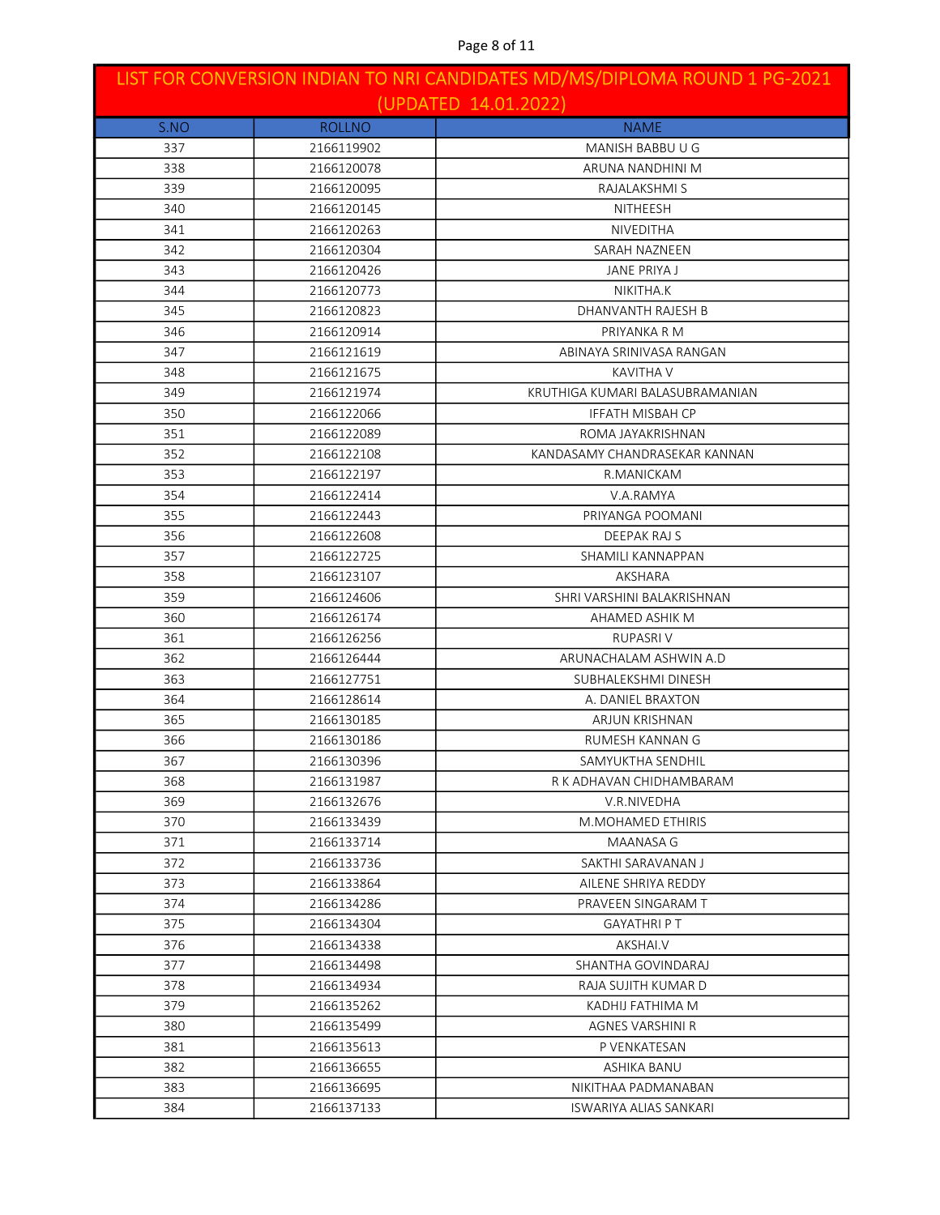## LIST FOR CONVERSION INDIAN TO NRI CANDIDATES MD/MS/DIPLOMA ROUND 1 PG-2021 (UPDATED 14.01.2022)

| S.NO | ROLLNO | NAME |
|---|---|---|
| 337 | 2166119902 | MANISH BABBU U G |
| 338 | 2166120078 | ARUNA NANDHINI M |
| 339 | 2166120095 | RAJALAKSHMI S |
| 340 | 2166120145 | NITHEESH |
| 341 | 2166120263 | NIVEDITHA |
| 342 | 2166120304 | SARAH NAZNEEN |
| 343 | 2166120426 | JANE PRIYA J |
| 344 | 2166120773 | NIKITHA.K |
| 345 | 2166120823 | DHANVANTH RAJESH B |
| 346 | 2166120914 | PRIYANKA R M |
| 347 | 2166121619 | ABINAYA SRINIVASA RANGAN |
| 348 | 2166121675 | KAVITHA V |
| 349 | 2166121974 | KRUTHIGA KUMARI BALASUBRAMANIAN |
| 350 | 2166122066 | IFFATH MISBAH CP |
| 351 | 2166122089 | ROMA JAYAKRISHNAN |
| 352 | 2166122108 | KANDASAMY CHANDRASEKAR KANNAN |
| 353 | 2166122197 | R.MANICKAM |
| 354 | 2166122414 | V.A.RAMYA |
| 355 | 2166122443 | PRIYANGA POOMANI |
| 356 | 2166122608 | DEEPAK RAJ S |
| 357 | 2166122725 | SHAMILI KANNAPPAN |
| 358 | 2166123107 | AKSHARA |
| 359 | 2166124606 | SHRI VARSHINI BALAKRISHNAN |
| 360 | 2166126174 | AHAMED ASHIK M |
| 361 | 2166126256 | RUPASRI V |
| 362 | 2166126444 | ARUNACHALAM ASHWIN A.D |
| 363 | 2166127751 | SUBHALEKSHMI DINESH |
| 364 | 2166128614 | A. DANIEL BRAXTON |
| 365 | 2166130185 | ARJUN KRISHNAN |
| 366 | 2166130186 | RUMESH KANNAN G |
| 367 | 2166130396 | SAMYUKTHA SENDHIL |
| 368 | 2166131987 | R K ADHAVAN CHIDHAMBARAM |
| 369 | 2166132676 | V.R.NIVEDHA |
| 370 | 2166133439 | M.MOHAMED ETHIRIS |
| 371 | 2166133714 | MAANASA G |
| 372 | 2166133736 | SAKTHI SARAVANAN J |
| 373 | 2166133864 | AILENE SHRIYA REDDY |
| 374 | 2166134286 | PRAVEEN SINGARAM T |
| 375 | 2166134304 | GAYATHRI P T |
| 376 | 2166134338 | AKSHAI.V |
| 377 | 2166134498 | SHANTHA GOVINDARAJ |
| 378 | 2166134934 | RAJA SUJITH KUMAR D |
| 379 | 2166135262 | KADHIJ FATHIMA M |
| 380 | 2166135499 | AGNES VARSHINI R |
| 381 | 2166135613 | P VENKATESAN |
| 382 | 2166136655 | ASHIKA BANU |
| 383 | 2166136695 | NIKITHAA PADMANABAN |
| 384 | 2166137133 | ISWARIYA ALIAS SANKARI |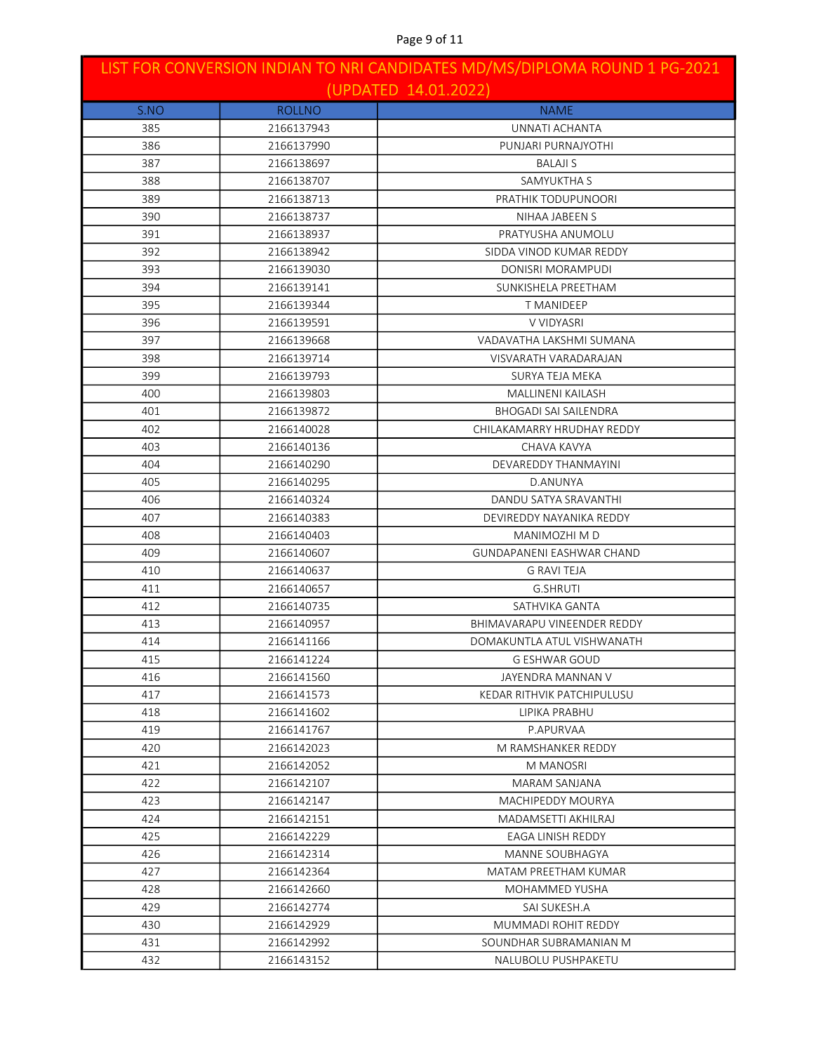# LIST FOR CONVERSION INDIAN TO NRI CANDIDATES MD/MS/DIPLOMA ROUND 1 PG-2021 (UPDATED 14.01.2022)

| S.NO | ROLLNO | NAME |
|---|---|---|
| 385 | 2166137943 | UNNATI ACHANTA |
| 386 | 2166137990 | PUNJARI PURNAJYOTHI |
| 387 | 2166138697 | BALAJI S |
| 388 | 2166138707 | SAMYUKTHA S |
| 389 | 2166138713 | PRATHIK TODUPUNOORI |
| 390 | 2166138737 | NIHAA JABEEN S |
| 391 | 2166138937 | PRATYUSHA ANUMOLU |
| 392 | 2166138942 | SIDDA VINOD KUMAR REDDY |
| 393 | 2166139030 | DONISRI MORAMPUDI |
| 394 | 2166139141 | SUNKISHELA PREETHAM |
| 395 | 2166139344 | T MANIDEEP |
| 396 | 2166139591 | V VIDYASRI |
| 397 | 2166139668 | VADAVATHA LAKSHMI SUMANA |
| 398 | 2166139714 | VISVARATH VARADARAJAN |
| 399 | 2166139793 | SURYA TEJA MEKA |
| 400 | 2166139803 | MALLINENI KAILASH |
| 401 | 2166139872 | BHOGADI SAI SAILENDRA |
| 402 | 2166140028 | CHILAKAMARRY HRUDHAY REDDY |
| 403 | 2166140136 | CHAVA KAVYA |
| 404 | 2166140290 | DEVAREDDY THANMAYINI |
| 405 | 2166140295 | D.ANUNYA |
| 406 | 2166140324 | DANDU SATYA SRAVANTHI |
| 407 | 2166140383 | DEVIREDDY NAYANIKA REDDY |
| 408 | 2166140403 | MANIMOZHI M D |
| 409 | 2166140607 | GUNDAPANENI EASHWAR CHAND |
| 410 | 2166140637 | G RAVI TEJA |
| 411 | 2166140657 | G.SHRUTI |
| 412 | 2166140735 | SATHVIKA GANTA |
| 413 | 2166140957 | BHIMAVARAPU VINEENDER REDDY |
| 414 | 2166141166 | DOMAKUNTLA ATUL VISHWANATH |
| 415 | 2166141224 | G ESHWAR GOUD |
| 416 | 2166141560 | JAYENDRA MANNAN V |
| 417 | 2166141573 | KEDAR RITHVIK PATCHIPULUSU |
| 418 | 2166141602 | LIPIKA PRABHU |
| 419 | 2166141767 | P.APURVAA |
| 420 | 2166142023 | M RAMSHANKER REDDY |
| 421 | 2166142052 | M MANOSRI |
| 422 | 2166142107 | MARAM SANJANA |
| 423 | 2166142147 | MACHIPEDDY MOURYA |
| 424 | 2166142151 | MADAMSETTI AKHILRAJ |
| 425 | 2166142229 | EAGA LINISH REDDY |
| 426 | 2166142314 | MANNE SOUBHAGYA |
| 427 | 2166142364 | MATAM PREETHAM KUMAR |
| 428 | 2166142660 | MOHAMMED YUSHA |
| 429 | 2166142774 | SAI SUKESH.A |
| 430 | 2166142929 | MUMMADI ROHIT REDDY |
| 431 | 2166142992 | SOUNDHAR SUBRAMANIAN M |
| 432 | 2166143152 | NALUBOLU PUSHPAKETU |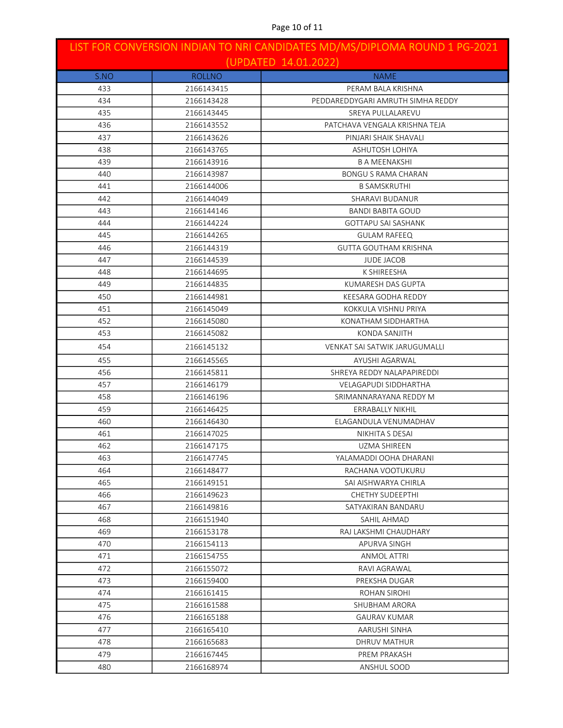| LIST FOR CONVERSION INDIAN TO NRI CANDIDATES MD/MS/DIPLOMA ROUND 1 PG-2021 (UPDATED 14.01.2022) | | |
|---|---|---|
| S.NO | ROLLNO | NAME |
| 433 | 2166143415 | PERAM BALA KRISHNA |
| 434 | 2166143428 | PEDDAREDDYGARI AMRUTH SIMHA REDDY |
| 435 | 2166143445 | SREYA PULLALAREVU |
| 436 | 2166143552 | PATCHAVA VENGALA KRISHNA TEJA |
| 437 | 2166143626 | PINJARI SHAIK SHAVALI |
| 438 | 2166143765 | ASHUTOSH LOHIYA |
| 439 | 2166143916 | B A MEENAKSHI |
| 440 | 2166143987 | BONGU S RAMA CHARAN |
| 441 | 2166144006 | B SAMSKRUTHI |
| 442 | 2166144049 | SHARAVI BUDANUR |
| 443 | 2166144146 | BANDI BABITA GOUD |
| 444 | 2166144224 | GOTTAPU SAI SASHANK |
| 445 | 2166144265 | GULAM RAFEEQ |
| 446 | 2166144319 | GUTTA GOUTHAM KRISHNA |
| 447 | 2166144539 | JUDE JACOB |
| 448 | 2166144695 | K SHIREESHA |
| 449 | 2166144835 | KUMARESH DAS GUPTA |
| 450 | 2166144981 | KEESARA GODHA REDDY |
| 451 | 2166145049 | KOKKULA VISHNU PRIYA |
| 452 | 2166145080 | KONATHAM SIDDHARTHA |
| 453 | 2166145082 | KONDA SANJITH |
| 454 | 2166145132 | VENKAT SAI SATWIK JARUGUMALLI |
| 455 | 2166145565 | AYUSHI AGARWAL |
| 456 | 2166145811 | SHREYA REDDY NALAPAPIREDDI |
| 457 | 2166146179 | VELAGAPUDI SIDDHARTHA |
| 458 | 2166146196 | SRIMANNARAYANA REDDY M |
| 459 | 2166146425 | ERRABALLY NIKHIL |
| 460 | 2166146430 | ELAGANDULA VENUMADHAV |
| 461 | 2166147025 | NIKHITA S DESAI |
| 462 | 2166147175 | UZMA SHIREEN |
| 463 | 2166147745 | YALAMADDI OOHA DHARANI |
| 464 | 2166148477 | RACHANA VOOTUKURU |
| 465 | 2166149151 | SAI AISHWARYA CHIRLA |
| 466 | 2166149623 | CHETHY SUDEEPTHI |
| 467 | 2166149816 | SATYAKIRAN BANDARU |
| 468 | 2166151940 | SAHIL AHMAD |
| 469 | 2166153178 | RAJ LAKSHMI CHAUDHARY |
| 470 | 2166154113 | APURVA SINGH |
| 471 | 2166154755 | ANMOL ATTRI |
| 472 | 2166155072 | RAVI AGRAWAL |
| 473 | 2166159400 | PREKSHA DUGAR |
| 474 | 2166161415 | ROHAN SIROHI |
| 475 | 2166161588 | SHUBHAM ARORA |
| 476 | 2166165188 | GAURAV KUMAR |
| 477 | 2166165410 | AARUSHI SINHA |
| 478 | 2166165683 | DHRUV MATHUR |
| 479 | 2166167445 | PREM PRAKASH |
| 480 | 2166168974 | ANSHUL SOOD |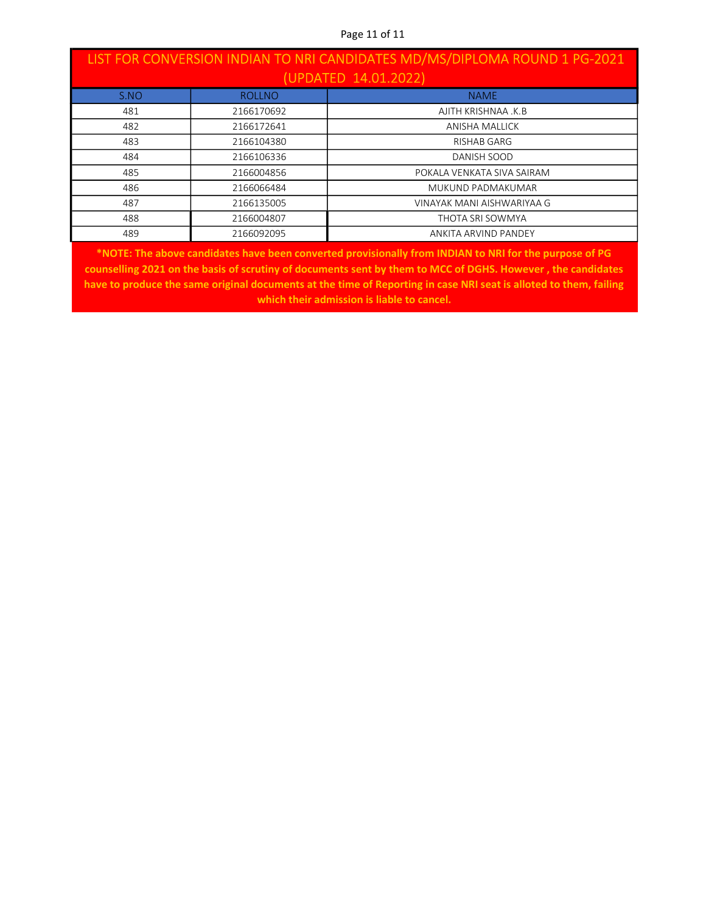## LIST FOR CONVERSION INDIAN TO NRI CANDIDATES MD/MS/DIPLOMA ROUND 1 PG-2021 (UPDATED 14.01.2022)

| S.NO | ROLLNO | NAME |
|---|---|---|
| 481 | 2166170692 | AJITH KRISHNAA .K.B |
| 482 | 2166172641 | ANISHA MALLICK |
| 483 | 2166104380 | RISHAB GARG |
| 484 | 2166106336 | DANISH SOOD |
| 485 | 2166004856 | POKALA VENKATA SIVA SAIRAM |
| 486 | 2166066484 | MUKUND PADMAKUMAR |
| 487 | 2166135005 | VINAYAK MANI AISHWARIYAA G |
| 488 | 2166004807 | THOTA SRI SOWMYA |
| 489 | 2166092095 | ANKITA ARVIND PANDEY |

**\*NOTE: The above candidates have been converted provisionally from INDIAN to NRI for the purpose of PG counselling 2021 on the basis of scrutiny of documents sent by them to MCC of DGHS. However , the candidates have to produce the same original documents at the time of Reporting in case NRI seat is alloted to them, failing which their admission is liable to cancel.**